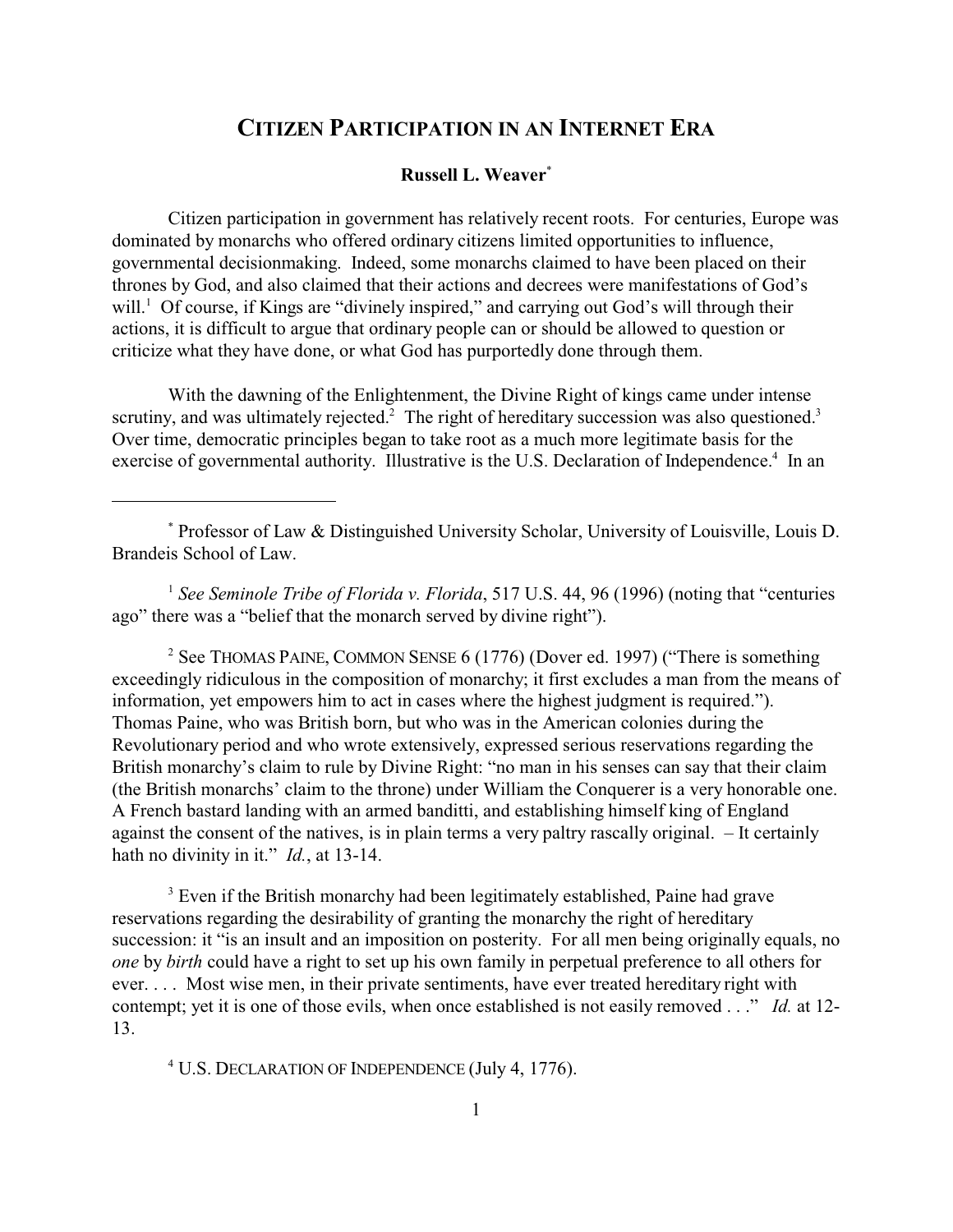# CITIZEN PARTICIPATION IN AN INTERNET ERA

**Russell L. Weaver**[*]

Citizen participation in government has relatively recent roots. For centuries, Europe was dominated by monarchs who offered ordinary citizens limited opportunities to influence, governmental decisionmaking. Indeed, some monarchs claimed to have been placed on their thrones by God, and also claimed that their actions and decrees were manifestations of God's will.[1] Of course, if Kings are "divinely inspired," and carrying out God's will through their actions, it is difficult to argue that ordinary people can or should be allowed to question or criticize what they have done, or what God has purportedly done through them.

With the dawning of the Enlightenment, the Divine Right of kings came under intense scrutiny, and was ultimately rejected.[2] The right of hereditary succession was also questioned.[3] Over time, democratic principles began to take root as a much more legitimate basis for the exercise of governmental authority. Illustrative is the U.S. Declaration of Independence.[4] In an

---

[*] Professor of Law & Distinguished University Scholar, University of Louisville, Louis D. Brandeis School of Law.

[1] *See Seminole Tribe of Florida v. Florida*, 517 U.S. 44, 96 (1996) (noting that "centuries ago" there was a "belief that the monarch served by divine right").

[2] See THOMAS PAINE, COMMON SENSE 6 (1776) (Dover ed. 1997) ("There is something exceedingly ridiculous in the composition of monarchy; it first excludes a man from the means of information, yet empowers him to act in cases where the highest judgment is required."). Thomas Paine, who was British born, but who was in the American colonies during the Revolutionary period and who wrote extensively, expressed serious reservations regarding the British monarchy's claim to rule by Divine Right: "no man in his senses can say that their claim (the British monarchs' claim to the throne) under William the Conquerer is a very honorable one. A French bastard landing with an armed banditti, and establishing himself king of England against the consent of the natives, is in plain terms a very paltry rascally original. – It certainly hath no divinity in it." *Id.*, at 13-14.

[3] Even if the British monarchy had been legitimately established, Paine had grave reservations regarding the desirability of granting the monarchy the right of hereditary succession: it "is an insult and an imposition on posterity. For all men being originally equals, no *one* by *birth* could have a right to set up his own family in perpetual preference to all others for ever. . . . Most wise men, in their private sentiments, have ever treated hereditary right with contempt; yet it is one of those evils, when once established is not easily removed . . ." *Id.* at 12-13.

[4] U.S. DECLARATION OF INDEPENDENCE (July 4, 1776).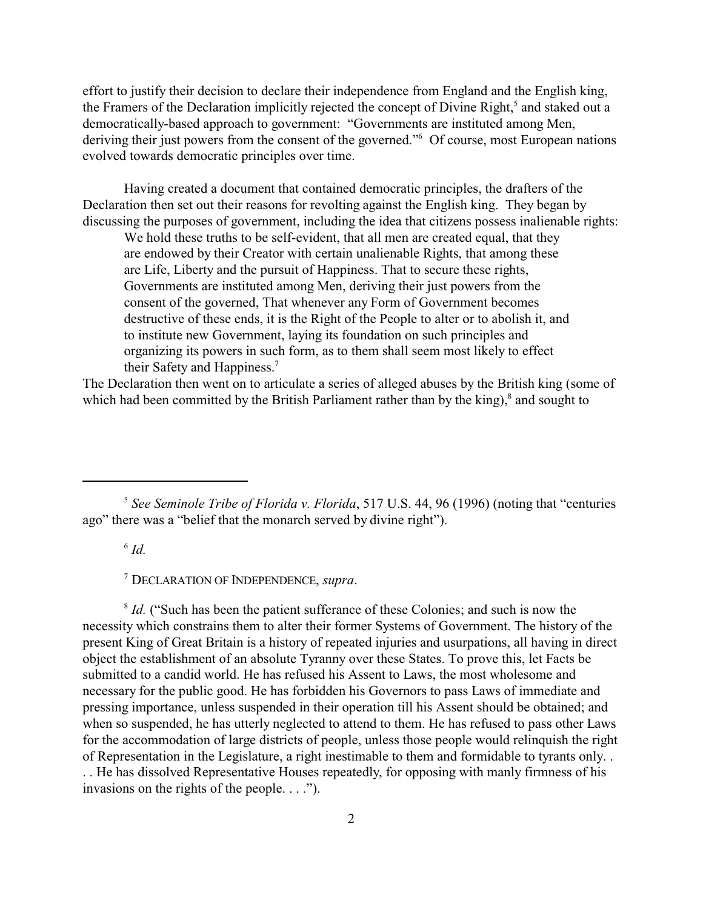effort to justify their decision to declare their independence from England and the English king, the Framers of the Declaration implicitly rejected the concept of Divine Right,[5] and staked out a democratically-based approach to government: "Governments are instituted among Men, deriving their just powers from the consent of the governed."[6] Of course, most European nations evolved towards democratic principles over time.

Having created a document that contained democratic principles, the drafters of the Declaration then set out their reasons for revolting against the English king. They began by discussing the purposes of government, including the idea that citizens possess inalienable rights:

> We hold these truths to be self-evident, that all men are created equal, that they are endowed by their Creator with certain unalienable Rights, that among these are Life, Liberty and the pursuit of Happiness. That to secure these rights, Governments are instituted among Men, deriving their just powers from the consent of the governed, That whenever any Form of Government becomes destructive of these ends, it is the Right of the People to alter or to abolish it, and to institute new Government, laying its foundation on such principles and organizing its powers in such form, as to them shall seem most likely to effect their Safety and Happiness.[7]

The Declaration then went on to articulate a series of alleged abuses by the British king (some of which had been committed by the British Parliament rather than by the king),[8] and sought to

---

[5] *See Seminole Tribe of Florida v. Florida*, 517 U.S. 44, 96 (1996) (noting that "centuries ago" there was a "belief that the monarch served by divine right").

[6] *Id.*

[7] DECLARATION OF INDEPENDENCE, *supra*.

[8] *Id.* ("Such has been the patient sufferance of these Colonies; and such is now the necessity which constrains them to alter their former Systems of Government. The history of the present King of Great Britain is a history of repeated injuries and usurpations, all having in direct object the establishment of an absolute Tyranny over these States. To prove this, let Facts be submitted to a candid world. He has refused his Assent to Laws, the most wholesome and necessary for the public good. He has forbidden his Governors to pass Laws of immediate and pressing importance, unless suspended in their operation till his Assent should be obtained; and when so suspended, he has utterly neglected to attend to them. He has refused to pass other Laws for the accommodation of large districts of people, unless those people would relinquish the right of Representation in the Legislature, a right inestimable to them and formidable to tyrants only. . . . He has dissolved Representative Houses repeatedly, for opposing with manly firmness of his invasions on the rights of the people. . . .").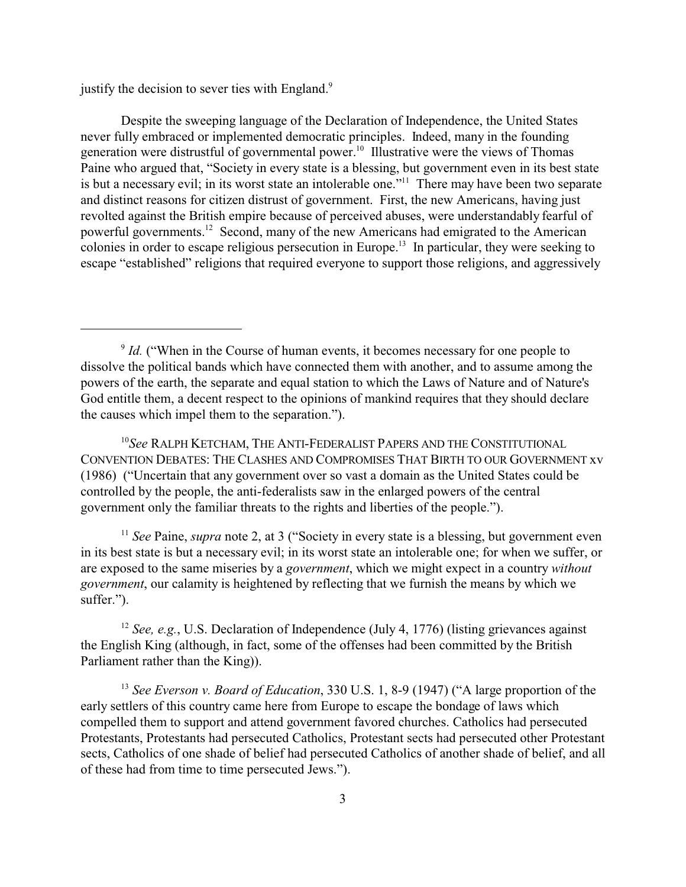justify the decision to sever ties with England.[9]

Despite the sweeping language of the Declaration of Independence, the United States never fully embraced or implemented democratic principles. Indeed, many in the founding generation were distrustful of governmental power.[10] Illustrative were the views of Thomas Paine who argued that, "Society in every state is a blessing, but government even in its best state is but a necessary evil; in its worst state an intolerable one."[11] There may have been two separate and distinct reasons for citizen distrust of government. First, the new Americans, having just revolted against the British empire because of perceived abuses, were understandably fearful of powerful governments.[12] Second, many of the new Americans had emigrated to the American colonies in order to escape religious persecution in Europe.[13] In particular, they were seeking to escape "established" religions that required everyone to support those religions, and aggressively

---

[9] *Id.* ("When in the Course of human events, it becomes necessary for one people to dissolve the political bands which have connected them with another, and to assume among the powers of the earth, the separate and equal station to which the Laws of Nature and of Nature's God entitle them, a decent respect to the opinions of mankind requires that they should declare the causes which impel them to the separation.").

[10] *See* RALPH KETCHAM, THE ANTI-FEDERALIST PAPERS AND THE CONSTITUTIONAL CONVENTION DEBATES: THE CLASHES AND COMPROMISES THAT BIRTH TO OUR GOVERNMENT xv (1986) ("Uncertain that any government over so vast a domain as the United States could be controlled by the people, the anti-federalists saw in the enlarged powers of the central government only the familiar threats to the rights and liberties of the people.").

[11] *See* Paine, *supra* note 2, at 3 ("Society in every state is a blessing, but government even in its best state is but a necessary evil; in its worst state an intolerable one; for when we suffer, or are exposed to the same miseries by a *government*, which we might expect in a country *without government*, our calamity is heightened by reflecting that we furnish the means by which we suffer.").

[12] *See, e.g.*, U.S. Declaration of Independence (July 4, 1776) (listing grievances against the English King (although, in fact, some of the offenses had been committed by the British Parliament rather than the King)).

[13] *See Everson v. Board of Education*, 330 U.S. 1, 8-9 (1947) ("A large proportion of the early settlers of this country came here from Europe to escape the bondage of laws which compelled them to support and attend government favored churches. Catholics had persecuted Protestants, Protestants had persecuted Catholics, Protestant sects had persecuted other Protestant sects, Catholics of one shade of belief had persecuted Catholics of another shade of belief, and all of these had from time to time persecuted Jews.").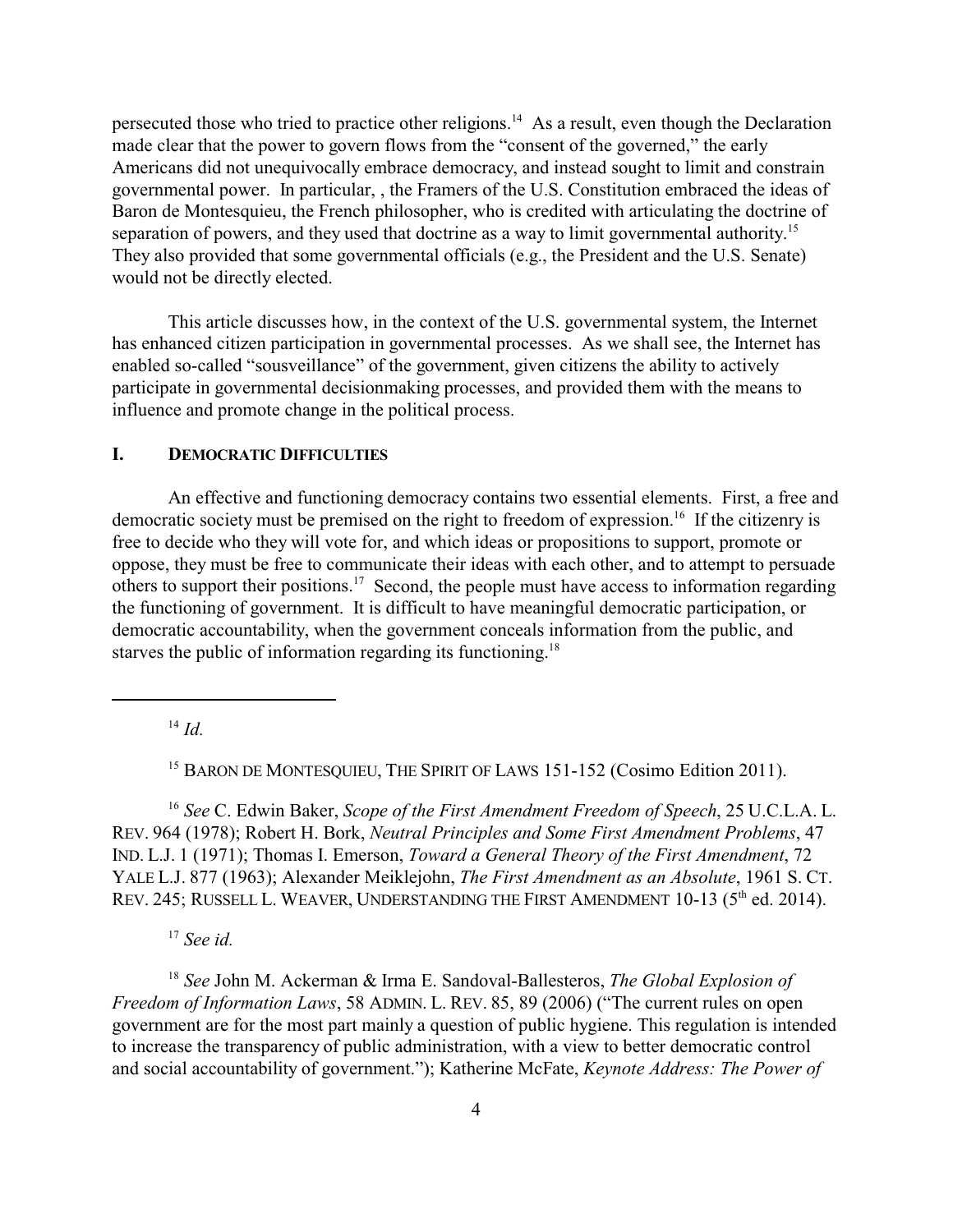persecuted those who tried to practice other religions.[14] As a result, even though the Declaration made clear that the power to govern flows from the "consent of the governed," the early Americans did not unequivocally embrace democracy, and instead sought to limit and constrain governmental power. In particular, , the Framers of the U.S. Constitution embraced the ideas of Baron de Montesquieu, the French philosopher, who is credited with articulating the doctrine of separation of powers, and they used that doctrine as a way to limit governmental authority.[15] They also provided that some governmental officials (e.g., the President and the U.S. Senate) would not be directly elected.

This article discusses how, in the context of the U.S. governmental system, the Internet has enhanced citizen participation in governmental processes. As we shall see, the Internet has enabled so-called "sousveillance" of the government, given citizens the ability to actively participate in governmental decisionmaking processes, and provided them with the means to influence and promote change in the political process.

## I. DEMOCRATIC DIFFICULTIES

An effective and functioning democracy contains two essential elements. First, a free and democratic society must be premised on the right to freedom of expression.[16] If the citizenry is free to decide who they will vote for, and which ideas or propositions to support, promote or oppose, they must be free to communicate their ideas with each other, and to attempt to persuade others to support their positions.[17] Second, the people must have access to information regarding the functioning of government. It is difficult to have meaningful democratic participation, or democratic accountability, when the government conceals information from the public, and starves the public of information regarding its functioning.[18]

---

[14] *Id.*

[15] BARON DE MONTESQUIEU, THE SPIRIT OF LAWS 151-152 (Cosimo Edition 2011).

[16] *See* C. Edwin Baker, *Scope of the First Amendment Freedom of Speech*, 25 U.C.L.A. L. REV. 964 (1978); Robert H. Bork, *Neutral Principles and Some First Amendment Problems*, 47 IND. L.J. 1 (1971); Thomas I. Emerson, *Toward a General Theory of the First Amendment*, 72 YALE L.J. 877 (1963); Alexander Meiklejohn, *The First Amendment as an Absolute*, 1961 S. CT. REV. 245; RUSSELL L. WEAVER, UNDERSTANDING THE FIRST AMENDMENT 10-13 (5th ed. 2014).

[17] *See id.*

[18] *See* John M. Ackerman & Irma E. Sandoval-Ballesteros, *The Global Explosion of Freedom of Information Laws*, 58 ADMIN. L. REV. 85, 89 (2006) ("The current rules on open government are for the most part mainly a question of public hygiene. This regulation is intended to increase the transparency of public administration, with a view to better democratic control and social accountability of government."); Katherine McFate, *Keynote Address: The Power of*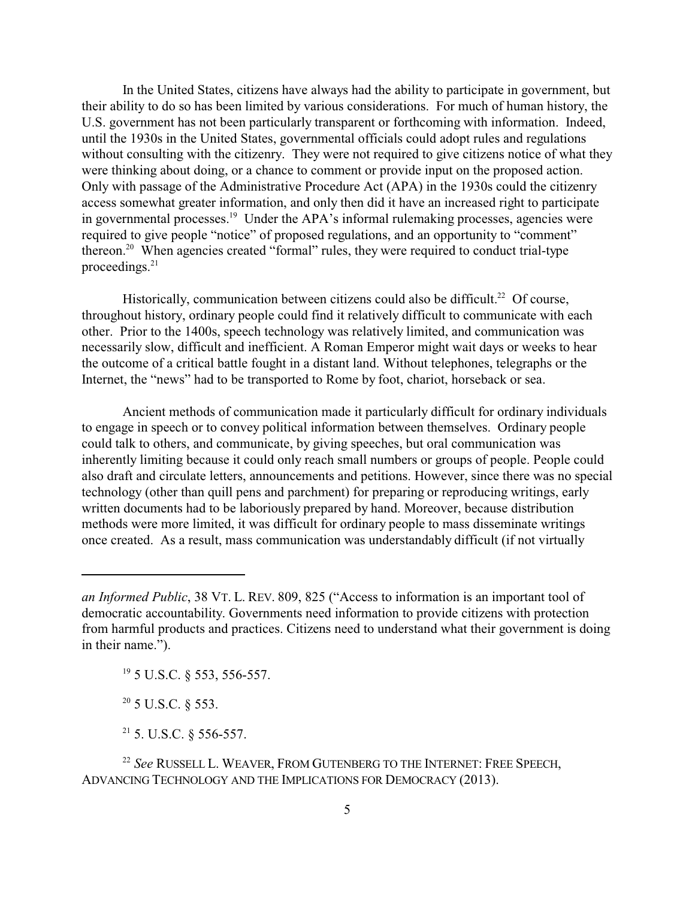In the United States, citizens have always had the ability to participate in government, but their ability to do so has been limited by various considerations. For much of human history, the U.S. government has not been particularly transparent or forthcoming with information. Indeed, until the 1930s in the United States, governmental officials could adopt rules and regulations without consulting with the citizenry. They were not required to give citizens notice of what they were thinking about doing, or a chance to comment or provide input on the proposed action. Only with passage of the Administrative Procedure Act (APA) in the 1930s could the citizenry access somewhat greater information, and only then did it have an increased right to participate in governmental processes.[19] Under the APA's informal rulemaking processes, agencies were required to give people "notice" of proposed regulations, and an opportunity to "comment" thereon.[20] When agencies created "formal" rules, they were required to conduct trial-type proceedings.[21]

Historically, communication between citizens could also be difficult.[22] Of course, throughout history, ordinary people could find it relatively difficult to communicate with each other. Prior to the 1400s, speech technology was relatively limited, and communication was necessarily slow, difficult and inefficient. A Roman Emperor might wait days or weeks to hear the outcome of a critical battle fought in a distant land. Without telephones, telegraphs or the Internet, the "news" had to be transported to Rome by foot, chariot, horseback or sea.

Ancient methods of communication made it particularly difficult for ordinary individuals to engage in speech or to convey political information between themselves. Ordinary people could talk to others, and communicate, by giving speeches, but oral communication was inherently limiting because it could only reach small numbers or groups of people. People could also draft and circulate letters, announcements and petitions. However, since there was no special technology (other than quill pens and parchment) for preparing or reproducing writings, early written documents had to be laboriously prepared by hand. Moreover, because distribution methods were more limited, it was difficult for ordinary people to mass disseminate writings once created. As a result, mass communication was understandably difficult (if not virtually

---

*an Informed Public*, 38 VT. L. REV. 809, 825 ("Access to information is an important tool of democratic accountability. Governments need information to provide citizens with protection from harmful products and practices. Citizens need to understand what their government is doing in their name.").

[19] 5 U.S.C. § 553, 556-557.

[20] 5 U.S.C. § 553.

[21] 5. U.S.C. § 556-557.

[22] *See* RUSSELL L. WEAVER, FROM GUTENBERG TO THE INTERNET: FREE SPEECH, ADVANCING TECHNOLOGY AND THE IMPLICATIONS FOR DEMOCRACY (2013).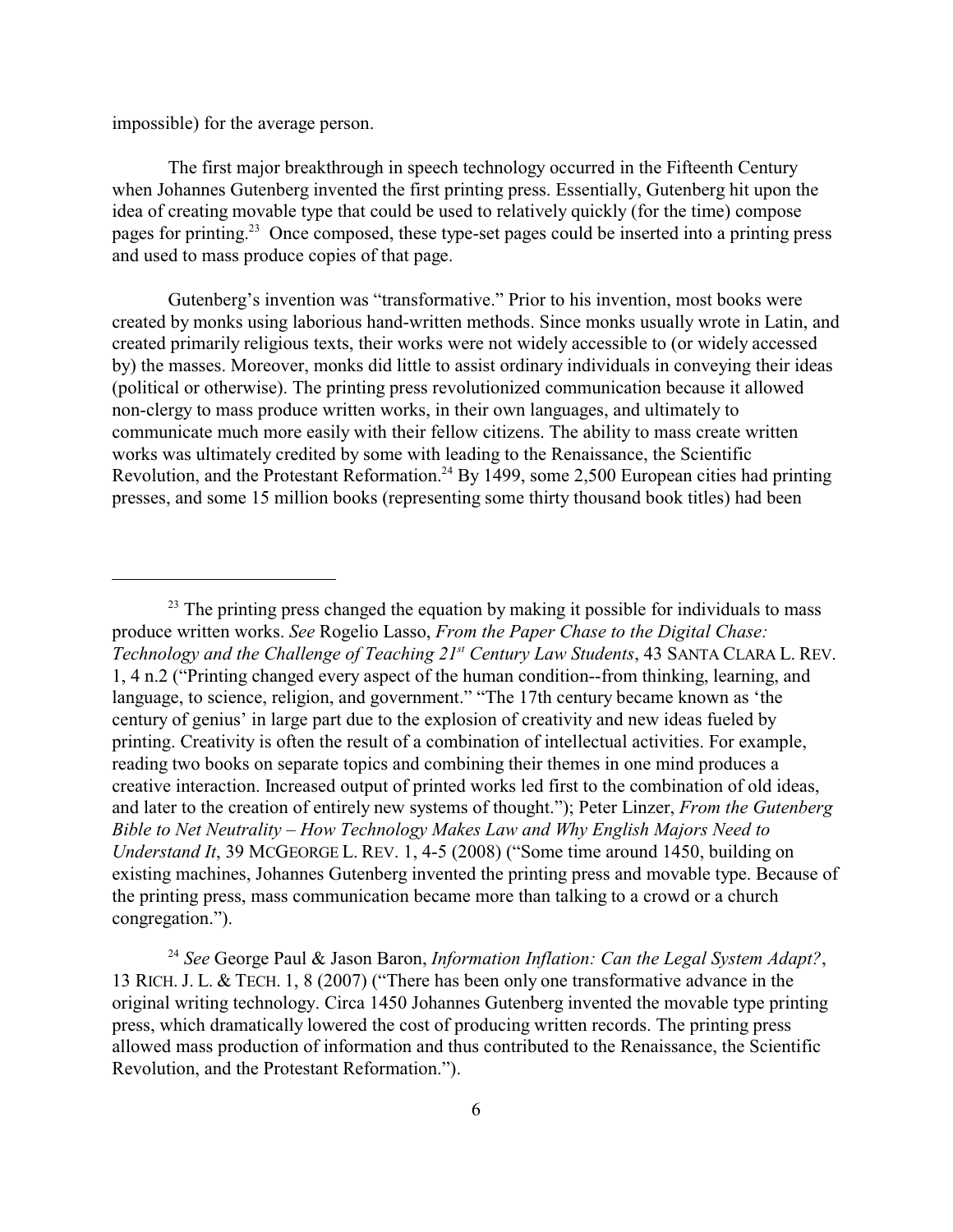impossible) for the average person.

The first major breakthrough in speech technology occurred in the Fifteenth Century when Johannes Gutenberg invented the first printing press. Essentially, Gutenberg hit upon the idea of creating movable type that could be used to relatively quickly (for the time) compose pages for printing.[23] Once composed, these type-set pages could be inserted into a printing press and used to mass produce copies of that page.

Gutenberg's invention was "transformative." Prior to his invention, most books were created by monks using laborious hand-written methods. Since monks usually wrote in Latin, and created primarily religious texts, their works were not widely accessible to (or widely accessed by) the masses. Moreover, monks did little to assist ordinary individuals in conveying their ideas (political or otherwise). The printing press revolutionized communication because it allowed non-clergy to mass produce written works, in their own languages, and ultimately to communicate much more easily with their fellow citizens. The ability to mass create written works was ultimately credited by some with leading to the Renaissance, the Scientific Revolution, and the Protestant Reformation.[24] By 1499, some 2,500 European cities had printing presses, and some 15 million books (representing some thirty thousand book titles) had been

---

[23] The printing press changed the equation by making it possible for individuals to mass produce written works. *See* Rogelio Lasso, *From the Paper Chase to the Digital Chase: Technology and the Challenge of Teaching 21st Century Law Students*, 43 SANTA CLARA L. REV. 1, 4 n.2 ("Printing changed every aspect of the human condition--from thinking, learning, and language, to science, religion, and government." "The 17th century became known as 'the century of genius' in large part due to the explosion of creativity and new ideas fueled by printing. Creativity is often the result of a combination of intellectual activities. For example, reading two books on separate topics and combining their themes in one mind produces a creative interaction. Increased output of printed works led first to the combination of old ideas, and later to the creation of entirely new systems of thought."); Peter Linzer, *From the Gutenberg Bible to Net Neutrality – How Technology Makes Law and Why English Majors Need to Understand It*, 39 MCGEORGE L. REV. 1, 4-5 (2008) ("Some time around 1450, building on existing machines, Johannes Gutenberg invented the printing press and movable type. Because of the printing press, mass communication became more than talking to a crowd or a church congregation.").

[24] *See* George Paul & Jason Baron, *Information Inflation: Can the Legal System Adapt?*, 13 RICH. J. L. & TECH. 1, 8 (2007) ("There has been only one transformative advance in the original writing technology. Circa 1450 Johannes Gutenberg invented the movable type printing press, which dramatically lowered the cost of producing written records. The printing press allowed mass production of information and thus contributed to the Renaissance, the Scientific Revolution, and the Protestant Reformation.").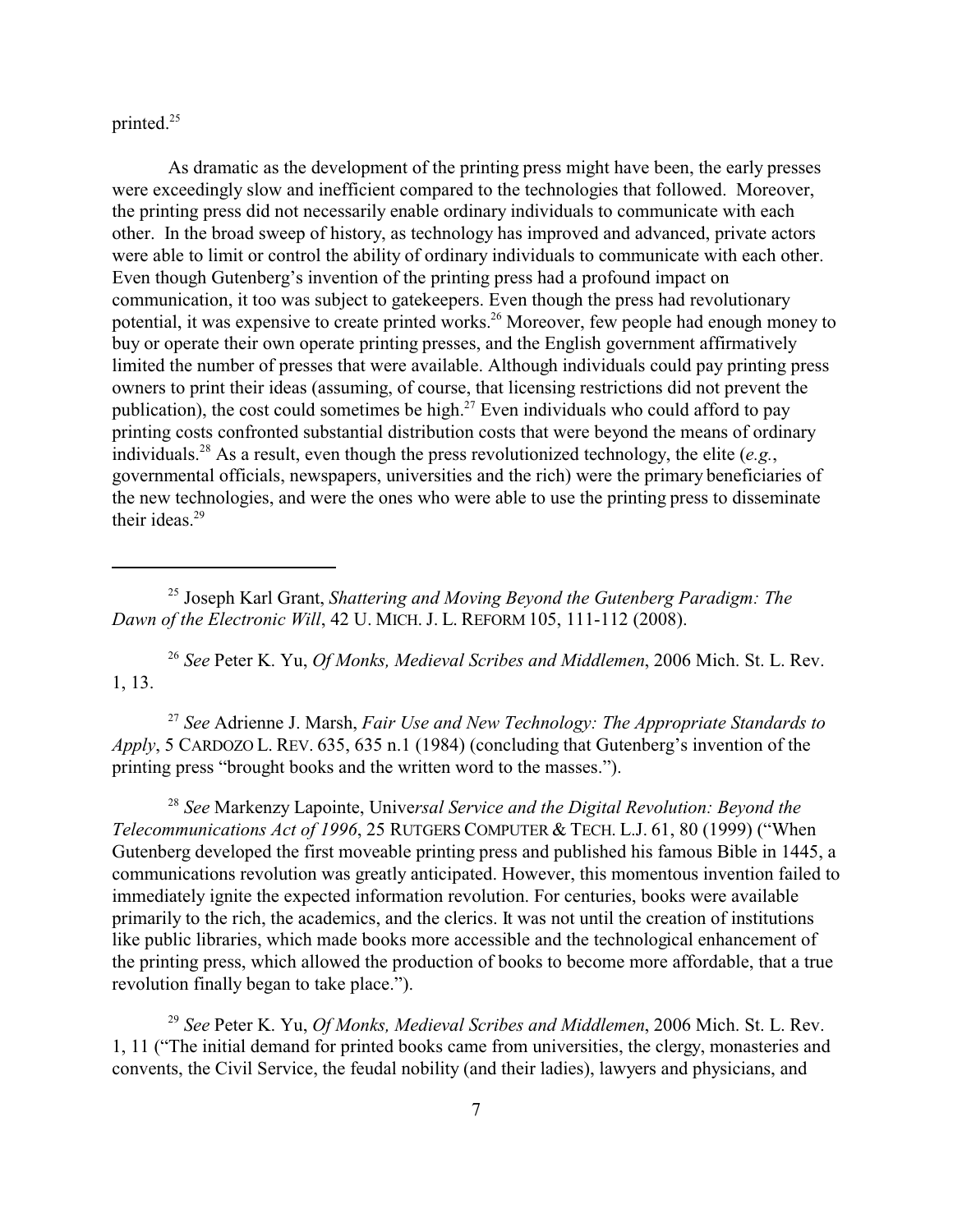printed.[25]

As dramatic as the development of the printing press might have been, the early presses were exceedingly slow and inefficient compared to the technologies that followed. Moreover, the printing press did not necessarily enable ordinary individuals to communicate with each other. In the broad sweep of history, as technology has improved and advanced, private actors were able to limit or control the ability of ordinary individuals to communicate with each other. Even though Gutenberg's invention of the printing press had a profound impact on communication, it too was subject to gatekeepers. Even though the press had revolutionary potential, it was expensive to create printed works.[26] Moreover, few people had enough money to buy or operate their own operate printing presses, and the English government affirmatively limited the number of presses that were available. Although individuals could pay printing press owners to print their ideas (assuming, of course, that licensing restrictions did not prevent the publication), the cost could sometimes be high.[27] Even individuals who could afford to pay printing costs confronted substantial distribution costs that were beyond the means of ordinary individuals.[28] As a result, even though the press revolutionized technology, the elite (*e.g.*, governmental officials, newspapers, universities and the rich) were the primary beneficiaries of the new technologies, and were the ones who were able to use the printing press to disseminate their ideas.[29]

---

[25] Joseph Karl Grant, *Shattering and Moving Beyond the Gutenberg Paradigm: The Dawn of the Electronic Will*, 42 U. MICH. J. L. REFORM 105, 111-112 (2008).

[26] *See* Peter K. Yu, *Of Monks, Medieval Scribes and Middlemen*, 2006 Mich. St. L. Rev. 1, 13.

[27] *See* Adrienne J. Marsh, *Fair Use and New Technology: The Appropriate Standards to Apply*, 5 CARDOZO L. REV. 635, 635 n.1 (1984) (concluding that Gutenberg's invention of the printing press "brought books and the written word to the masses.").

[28] *See* Markenzy Lapointe, *Universal Service and the Digital Revolution: Beyond the Telecommunications Act of 1996*, 25 RUTGERS COMPUTER & TECH. L.J. 61, 80 (1999) ("When Gutenberg developed the first moveable printing press and published his famous Bible in 1445, a communications revolution was greatly anticipated. However, this momentous invention failed to immediately ignite the expected information revolution. For centuries, books were available primarily to the rich, the academics, and the clerics. It was not until the creation of institutions like public libraries, which made books more accessible and the technological enhancement of the printing press, which allowed the production of books to become more affordable, that a true revolution finally began to take place.").

[29] *See* Peter K. Yu, *Of Monks, Medieval Scribes and Middlemen*, 2006 Mich. St. L. Rev. 1, 11 ("The initial demand for printed books came from universities, the clergy, monasteries and convents, the Civil Service, the feudal nobility (and their ladies), lawyers and physicians, and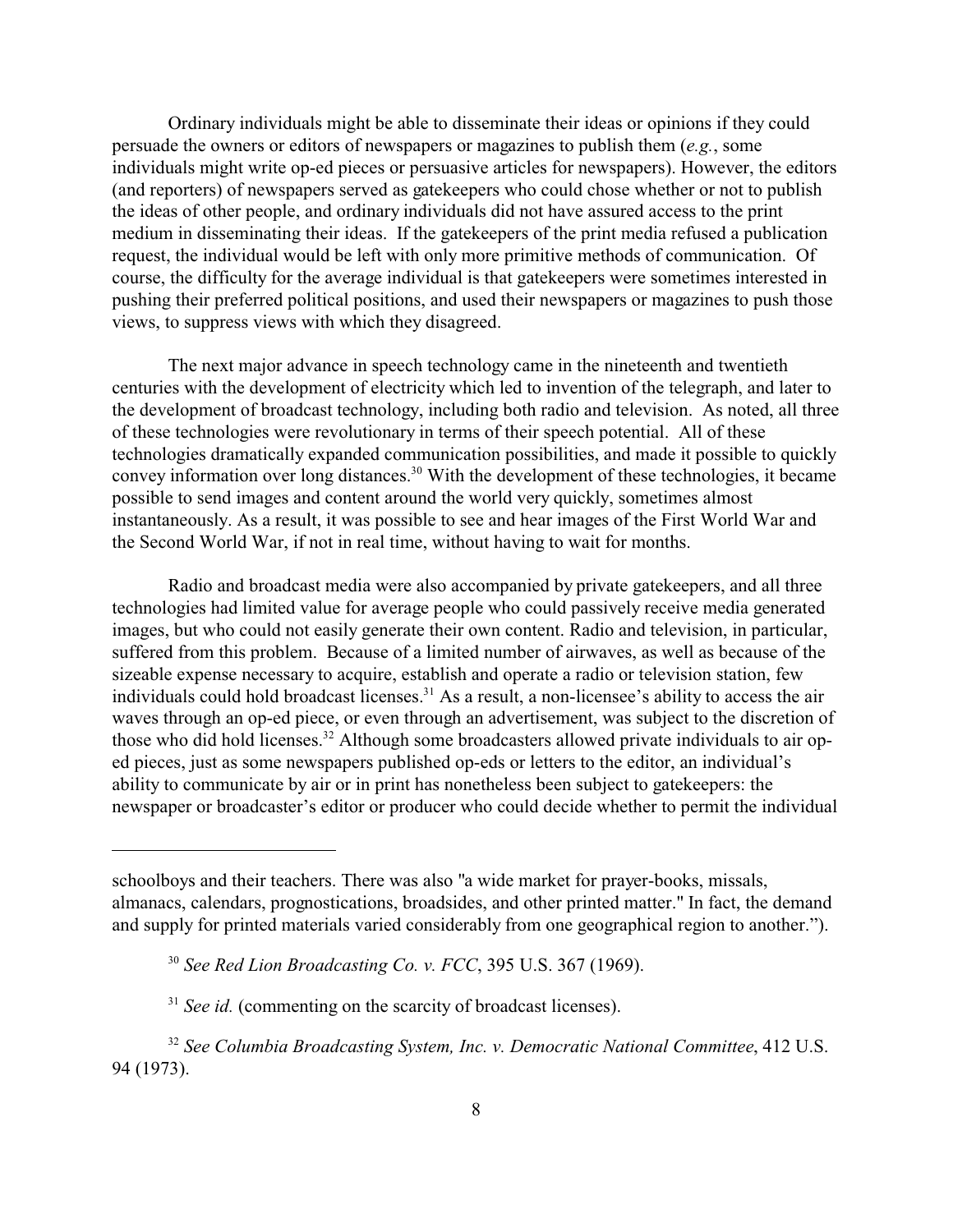Ordinary individuals might be able to disseminate their ideas or opinions if they could persuade the owners or editors of newspapers or magazines to publish them (*e.g.*, some individuals might write op-ed pieces or persuasive articles for newspapers). However, the editors (and reporters) of newspapers served as gatekeepers who could chose whether or not to publish the ideas of other people, and ordinary individuals did not have assured access to the print medium in disseminating their ideas. If the gatekeepers of the print media refused a publication request, the individual would be left with only more primitive methods of communication. Of course, the difficulty for the average individual is that gatekeepers were sometimes interested in pushing their preferred political positions, and used their newspapers or magazines to push those views, to suppress views with which they disagreed.

The next major advance in speech technology came in the nineteenth and twentieth centuries with the development of electricity which led to invention of the telegraph, and later to the development of broadcast technology, including both radio and television. As noted, all three of these technologies were revolutionary in terms of their speech potential. All of these technologies dramatically expanded communication possibilities, and made it possible to quickly convey information over long distances.[30] With the development of these technologies, it became possible to send images and content around the world very quickly, sometimes almost instantaneously. As a result, it was possible to see and hear images of the First World War and the Second World War, if not in real time, without having to wait for months.

Radio and broadcast media were also accompanied by private gatekeepers, and all three technologies had limited value for average people who could passively receive media generated images, but who could not easily generate their own content. Radio and television, in particular, suffered from this problem. Because of a limited number of airwaves, as well as because of the sizeable expense necessary to acquire, establish and operate a radio or television station, few individuals could hold broadcast licenses.[31] As a result, a non-licensee's ability to access the air waves through an op-ed piece, or even through an advertisement, was subject to the discretion of those who did hold licenses.[32] Although some broadcasters allowed private individuals to air op-ed pieces, just as some newspapers published op-eds or letters to the editor, an individual's ability to communicate by air or in print has nonetheless been subject to gatekeepers: the newspaper or broadcaster's editor or producer who could decide whether to permit the individual

---

schoolboys and their teachers. There was also "a wide market for prayer-books, missals, almanacs, calendars, prognostications, broadsides, and other printed matter." In fact, the demand and supply for printed materials varied considerably from one geographical region to another.").

[30] *See Red Lion Broadcasting Co. v. FCC*, 395 U.S. 367 (1969).

[31] *See id.* (commenting on the scarcity of broadcast licenses).

[32] *See Columbia Broadcasting System, Inc. v. Democratic National Committee*, 412 U.S. 94 (1973).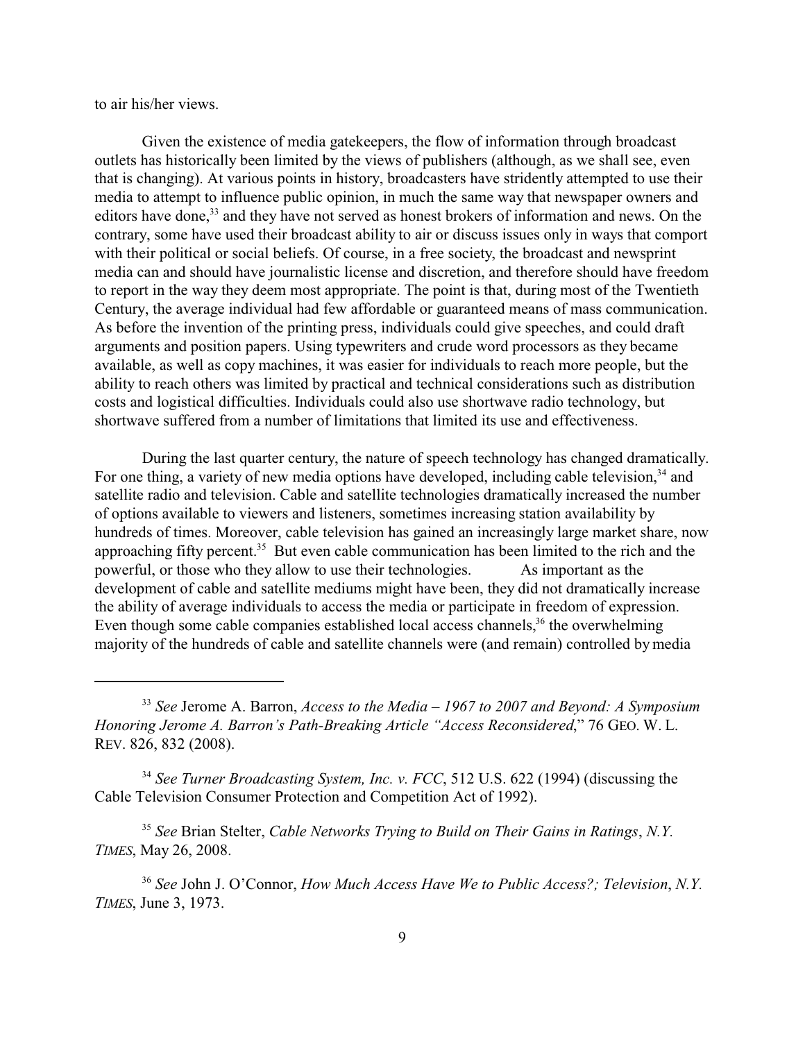to air his/her views.

Given the existence of media gatekeepers, the flow of information through broadcast outlets has historically been limited by the views of publishers (although, as we shall see, even that is changing). At various points in history, broadcasters have stridently attempted to use their media to attempt to influence public opinion, in much the same way that newspaper owners and editors have done,[33] and they have not served as honest brokers of information and news. On the contrary, some have used their broadcast ability to air or discuss issues only in ways that comport with their political or social beliefs. Of course, in a free society, the broadcast and newsprint media can and should have journalistic license and discretion, and therefore should have freedom to report in the way they deem most appropriate. The point is that, during most of the Twentieth Century, the average individual had few affordable or guaranteed means of mass communication. As before the invention of the printing press, individuals could give speeches, and could draft arguments and position papers. Using typewriters and crude word processors as they became available, as well as copy machines, it was easier for individuals to reach more people, but the ability to reach others was limited by practical and technical considerations such as distribution costs and logistical difficulties. Individuals could also use shortwave radio technology, but shortwave suffered from a number of limitations that limited its use and effectiveness.

During the last quarter century, the nature of speech technology has changed dramatically. For one thing, a variety of new media options have developed, including cable television,[34] and satellite radio and television. Cable and satellite technologies dramatically increased the number of options available to viewers and listeners, sometimes increasing station availability by hundreds of times. Moreover, cable television has gained an increasingly large market share, now approaching fifty percent.[35] But even cable communication has been limited to the rich and the powerful, or those who they allow to use their technologies. As important as the development of cable and satellite mediums might have been, they did not dramatically increase the ability of average individuals to access the media or participate in freedom of expression. Even though some cable companies established local access channels,[36] the overwhelming majority of the hundreds of cable and satellite channels were (and remain) controlled by media

---

[33] *See* Jerome A. Barron, *Access to the Media – 1967 to 2007 and Beyond: A Symposium Honoring Jerome A. Barron's Path-Breaking Article "Access Reconsidered*," 76 GEO. W. L. REV. 826, 832 (2008).

[34] *See Turner Broadcasting System, Inc. v. FCC*, 512 U.S. 622 (1994) (discussing the Cable Television Consumer Protection and Competition Act of 1992).

[35] *See* Brian Stelter, *Cable Networks Trying to Build on Their Gains in Ratings*, *N.Y. TIMES*, May 26, 2008.

[36] *See* John J. O'Connor, *How Much Access Have We to Public Access?; Television*, *N.Y. TIMES*, June 3, 1973.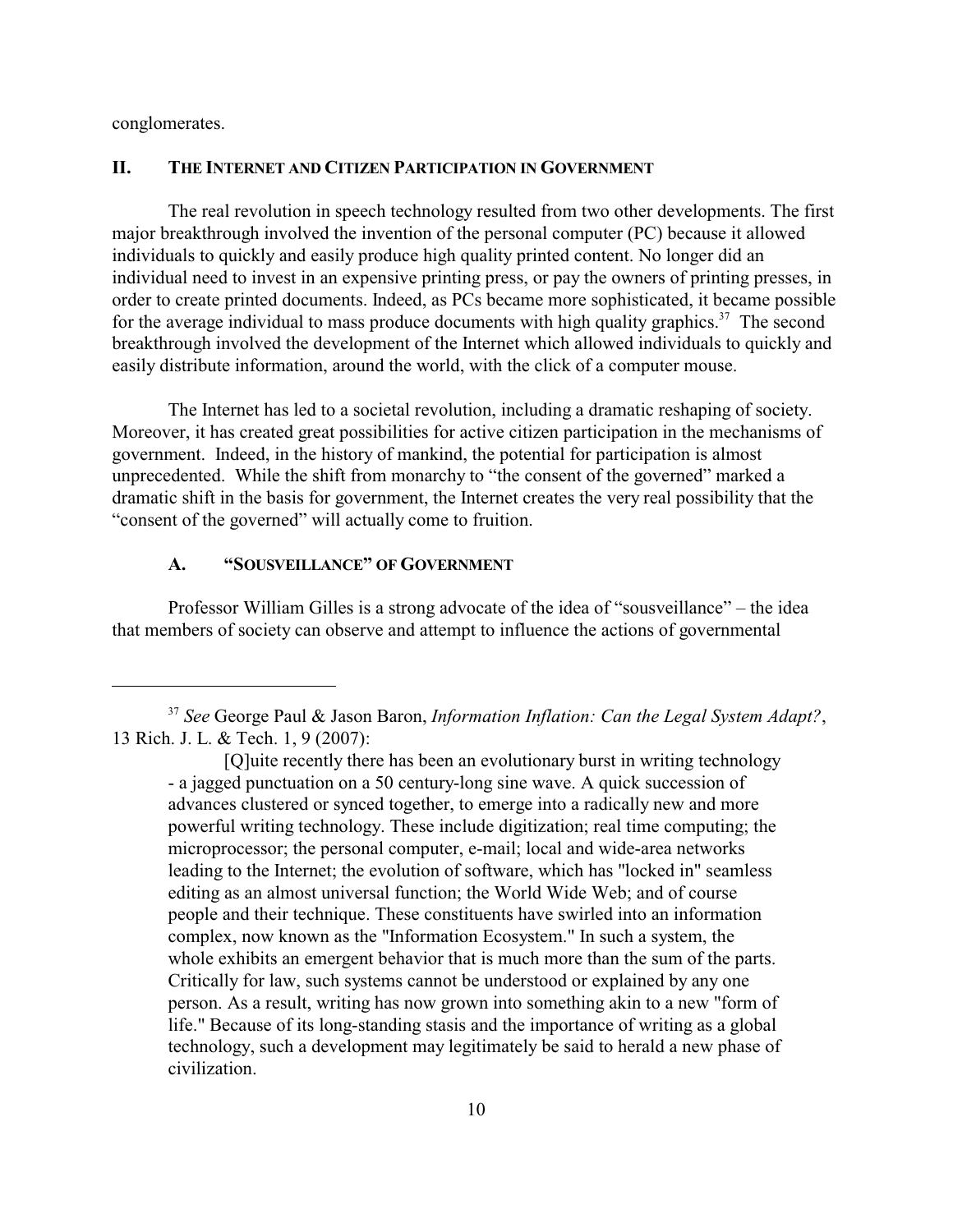conglomerates.

## II. THE INTERNET AND CITIZEN PARTICIPATION IN GOVERNMENT

The real revolution in speech technology resulted from two other developments. The first major breakthrough involved the invention of the personal computer (PC) because it allowed individuals to quickly and easily produce high quality printed content. No longer did an individual need to invest in an expensive printing press, or pay the owners of printing presses, in order to create printed documents. Indeed, as PCs became more sophisticated, it became possible for the average individual to mass produce documents with high quality graphics.[37] The second breakthrough involved the development of the Internet which allowed individuals to quickly and easily distribute information, around the world, with the click of a computer mouse.

The Internet has led to a societal revolution, including a dramatic reshaping of society. Moreover, it has created great possibilities for active citizen participation in the mechanisms of government. Indeed, in the history of mankind, the potential for participation is almost unprecedented. While the shift from monarchy to "the consent of the governed" marked a dramatic shift in the basis for government, the Internet creates the very real possibility that the "consent of the governed" will actually come to fruition.

### A. "SOUSVEILLANCE" OF GOVERNMENT

Professor William Gilles is a strong advocate of the idea of "sousveillance" – the idea that members of society can observe and attempt to influence the actions of governmental

---

[37] *See* George Paul & Jason Baron, *Information Inflation: Can the Legal System Adapt?*, 13 Rich. J. L. & Tech. 1, 9 (2007):

> [Q]uite recently there has been an evolutionary burst in writing technology - a jagged punctuation on a 50 century-long sine wave. A quick succession of advances clustered or synced together, to emerge into a radically new and more powerful writing technology. These include digitization; real time computing; the microprocessor; the personal computer, e-mail; local and wide-area networks leading to the Internet; the evolution of software, which has "locked in" seamless editing as an almost universal function; the World Wide Web; and of course people and their technique. These constituents have swirled into an information complex, now known as the "Information Ecosystem." In such a system, the whole exhibits an emergent behavior that is much more than the sum of the parts. Critically for law, such systems cannot be understood or explained by any one person. As a result, writing has now grown into something akin to a new "form of life." Because of its long-standing stasis and the importance of writing as a global technology, such a development may legitimately be said to herald a new phase of civilization.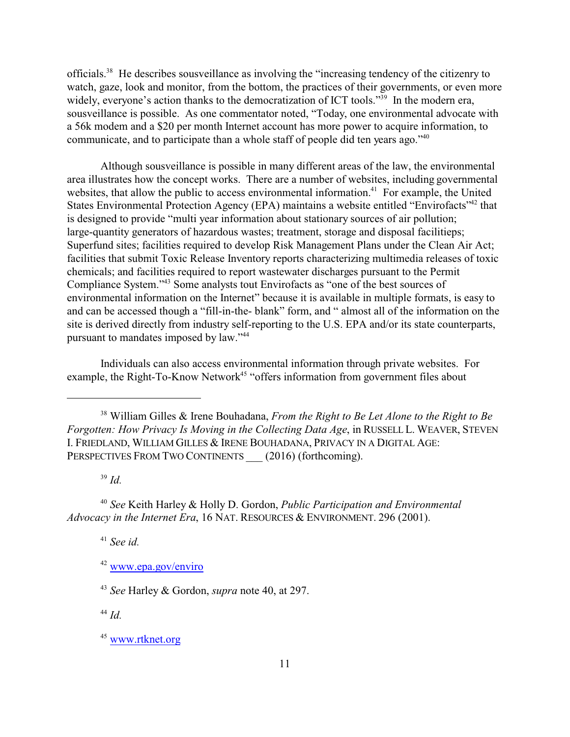officials.[38] He describes sousveillance as involving the "increasing tendency of the citizenry to watch, gaze, look and monitor, from the bottom, the practices of their governments, or even more widely, everyone's action thanks to the democratization of ICT tools."[39] In the modern era, sousveillance is possible. As one commentator noted, "Today, one environmental advocate with a 56k modem and a $20 per month Internet account has more power to acquire information, to communicate, and to participate than a whole staff of people did ten years ago."[40]

Although sousveillance is possible in many different areas of the law, the environmental area illustrates how the concept works. There are a number of websites, including governmental websites, that allow the public to access environmental information.[41] For example, the United States Environmental Protection Agency (EPA) maintains a website entitled "Envirofacts"[42] that is designed to provide "multi year information about stationary sources of air pollution; large-quantity generators of hazardous wastes; treatment, storage and disposal facilitieps; Superfund sites; facilities required to develop Risk Management Plans under the Clean Air Act; facilities that submit Toxic Release Inventory reports characterizing multimedia releases of toxic chemicals; and facilities required to report wastewater discharges pursuant to the Permit Compliance System."[43] Some analysts tout Envirofacts as "one of the best sources of environmental information on the Internet" because it is available in multiple formats, is easy to and can be accessed though a "fill-in-the- blank" form, and " almost all of the information on the site is derived directly from industry self-reporting to the U.S. EPA and/or its state counterparts, pursuant to mandates imposed by law."[44]

Individuals can also access environmental information through private websites. For example, the Right-To-Know Network[45] "offers information from government files about

---

[38] William Gilles & Irene Bouhadana, *From the Right to Be Let Alone to the Right to Be Forgotten: How Privacy Is Moving in the Collecting Data Age*, in RUSSELL L. WEAVER, STEVEN I. FRIEDLAND, WILLIAM GILLES & IRENE BOUHADANA, PRIVACY IN A DIGITAL AGE: PERSPECTIVES FROM TWO CONTINENTS ___ (2016) (forthcoming).

[39] *Id.*

[40] *See* Keith Harley & Holly D. Gordon, *Public Participation and Environmental Advocacy in the Internet Era*, 16 NAT. RESOURCES & ENVIRONMENT. 296 (2001).

[41] *See id.*

[42] www.epa.gov/enviro

[43] *See* Harley & Gordon, *supra* note 40, at 297.

[44] *Id.*

[45] www.rtknet.org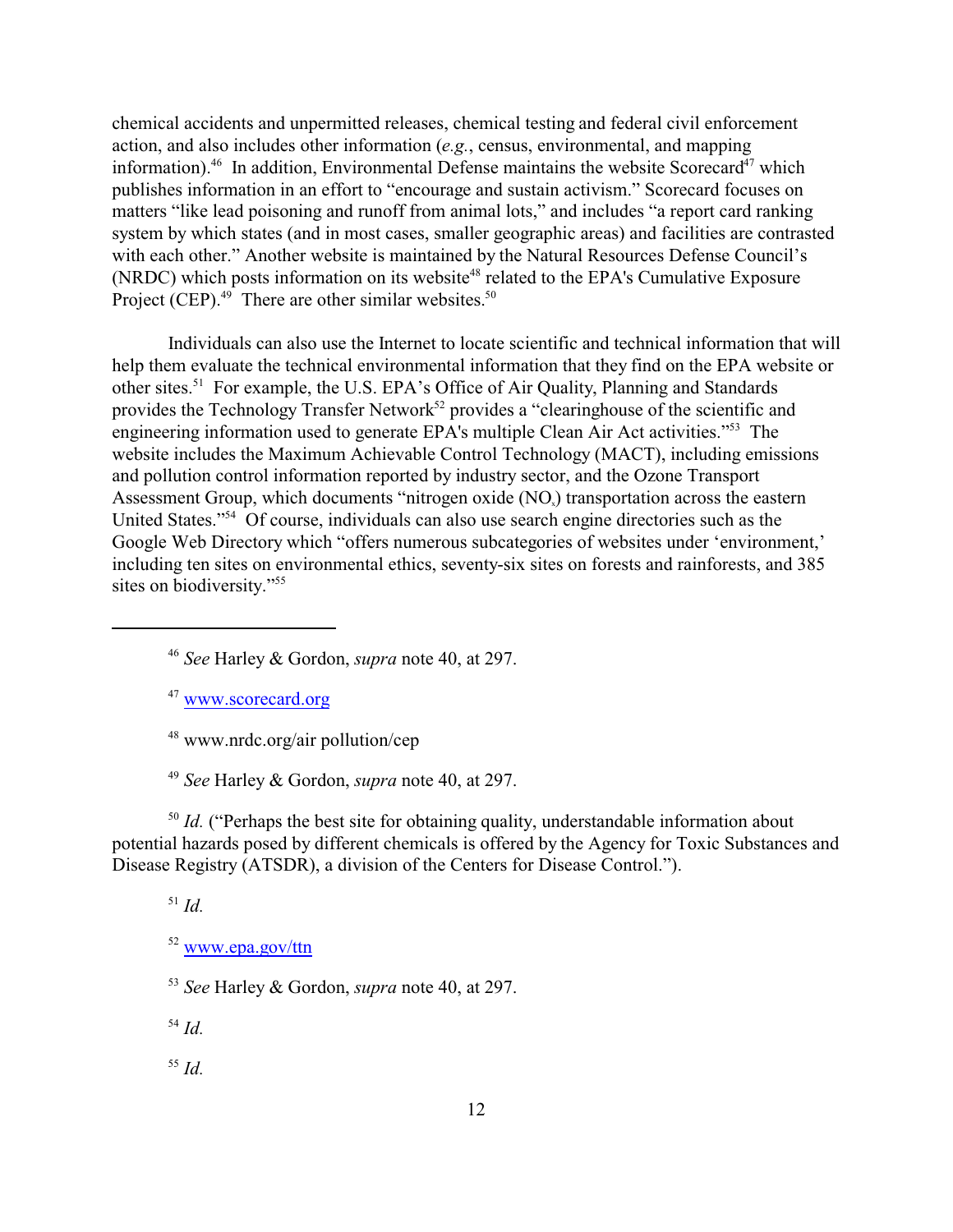chemical accidents and unpermitted releases, chemical testing and federal civil enforcement action, and also includes other information (*e.g.*, census, environmental, and mapping information).[46] In addition, Environmental Defense maintains the website Scorecard[47] which publishes information in an effort to "encourage and sustain activism." Scorecard focuses on matters "like lead poisoning and runoff from animal lots," and includes "a report card ranking system by which states (and in most cases, smaller geographic areas) and facilities are contrasted with each other." Another website is maintained by the Natural Resources Defense Council's (NRDC) which posts information on its website[48] related to the EPA's Cumulative Exposure Project (CEP).[49] There are other similar websites.[50]

Individuals can also use the Internet to locate scientific and technical information that will help them evaluate the technical environmental information that they find on the EPA website or other sites.[51] For example, the U.S. EPA's Office of Air Quality, Planning and Standards provides the Technology Transfer Network[52] provides a "clearinghouse of the scientific and engineering information used to generate EPA's multiple Clean Air Act activities."[53] The website includes the Maximum Achievable Control Technology (MACT), including emissions and pollution control information reported by industry sector, and the Ozone Transport Assessment Group, which documents "nitrogen oxide ($NO_x$) transportation across the eastern United States."[54] Of course, individuals can also use search engine directories such as the Google Web Directory which "offers numerous subcategories of websites under 'environment,' including ten sites on environmental ethics, seventy-six sites on forests and rainforests, and 385 sites on biodiversity."[55]

---

[46] *See* Harley & Gordon, *supra* note 40, at 297.

[47] www.scorecard.org

[48] www.nrdc.org/air pollution/cep

[49] *See* Harley & Gordon, *supra* note 40, at 297.

[50] *Id.* ("Perhaps the best site for obtaining quality, understandable information about potential hazards posed by different chemicals is offered by the Agency for Toxic Substances and Disease Registry (ATSDR), a division of the Centers for Disease Control.").

[51] *Id.*

[52] www.epa.gov/ttn

[53] *See* Harley & Gordon, *supra* note 40, at 297.

[54] *Id.*

[55] *Id.*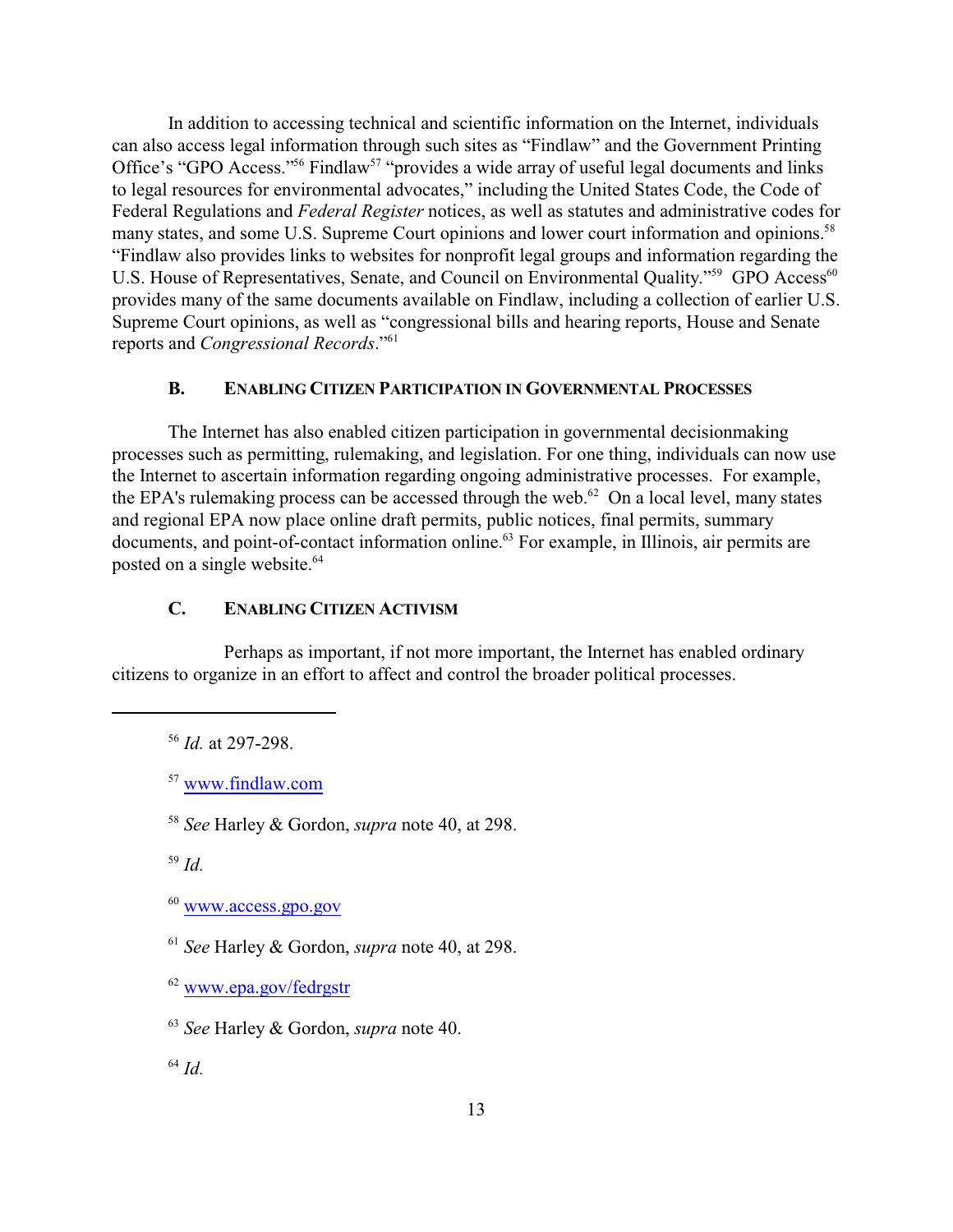In addition to accessing technical and scientific information on the Internet, individuals can also access legal information through such sites as "Findlaw" and the Government Printing Office's "GPO Access."[56] Findlaw[57] "provides a wide array of useful legal documents and links to legal resources for environmental advocates," including the United States Code, the Code of Federal Regulations and *Federal Register* notices, as well as statutes and administrative codes for many states, and some U.S. Supreme Court opinions and lower court information and opinions.[58] "Findlaw also provides links to websites for nonprofit legal groups and information regarding the U.S. House of Representatives, Senate, and Council on Environmental Quality."[59] GPO Access[60] provides many of the same documents available on Findlaw, including a collection of earlier U.S. Supreme Court opinions, as well as "congressional bills and hearing reports, House and Senate reports and *Congressional Records*."[61]

### B. ENABLING CITIZEN PARTICIPATION IN GOVERNMENTAL PROCESSES

The Internet has also enabled citizen participation in governmental decisionmaking processes such as permitting, rulemaking, and legislation. For one thing, individuals can now use the Internet to ascertain information regarding ongoing administrative processes. For example, the EPA's rulemaking process can be accessed through the web.[62] On a local level, many states and regional EPA now place online draft permits, public notices, final permits, summary documents, and point-of-contact information online.[63] For example, in Illinois, air permits are posted on a single website.[64]

### C. ENABLING CITIZEN ACTIVISM

Perhaps as important, if not more important, the Internet has enabled ordinary citizens to organize in an effort to affect and control the broader political processes.

---

[56] *Id.* at 297-298.

[57] www.findlaw.com

[58] *See* Harley & Gordon, *supra* note 40, at 298.

[59] *Id.*

[60] www.access.gpo.gov

[61] *See* Harley & Gordon, *supra* note 40, at 298.

[62] www.epa.gov/fedrgstr

[63] *See* Harley & Gordon, *supra* note 40.

[64] *Id.*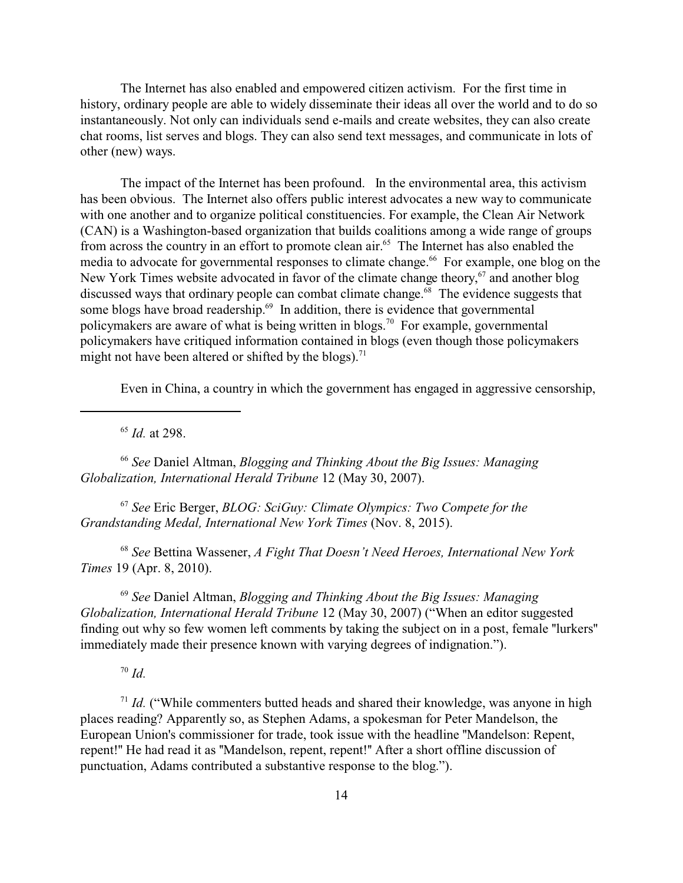The Internet has also enabled and empowered citizen activism. For the first time in history, ordinary people are able to widely disseminate their ideas all over the world and to do so instantaneously. Not only can individuals send e-mails and create websites, they can also create chat rooms, list serves and blogs. They can also send text messages, and communicate in lots of other (new) ways.

The impact of the Internet has been profound. In the environmental area, this activism has been obvious. The Internet also offers public interest advocates a new way to communicate with one another and to organize political constituencies. For example, the Clean Air Network (CAN) is a Washington-based organization that builds coalitions among a wide range of groups from across the country in an effort to promote clean air.[65] The Internet has also enabled the media to advocate for governmental responses to climate change.[66] For example, one blog on the New York Times website advocated in favor of the climate change theory,[67] and another blog discussed ways that ordinary people can combat climate change.[68] The evidence suggests that some blogs have broad readership.[69] In addition, there is evidence that governmental policymakers are aware of what is being written in blogs.[70] For example, governmental policymakers have critiqued information contained in blogs (even though those policymakers might not have been altered or shifted by the blogs).[71]

Even in China, a country in which the government has engaged in aggressive censorship,

---

[65] *Id.* at 298.

[66] *See* Daniel Altman, *Blogging and Thinking About the Big Issues: Managing Globalization, International Herald Tribune* 12 (May 30, 2007).

[67] *See* Eric Berger, *BLOG: SciGuy: Climate Olympics: Two Compete for the Grandstanding Medal, International New York Times* (Nov. 8, 2015).

[68] *See* Bettina Wassener, *A Fight That Doesn't Need Heroes, International New York Times* 19 (Apr. 8, 2010).

[69] *See* Daniel Altman, *Blogging and Thinking About the Big Issues: Managing Globalization, International Herald Tribune* 12 (May 30, 2007) ("When an editor suggested finding out why so few women left comments by taking the subject on in a post, female "lurkers" immediately made their presence known with varying degrees of indignation.").

[70] *Id.*

[71] *Id.* ("While commenters butted heads and shared their knowledge, was anyone in high places reading? Apparently so, as Stephen Adams, a spokesman for Peter Mandelson, the European Union's commissioner for trade, took issue with the headline "Mandelson: Repent, repent!" He had read it as "Mandelson, repent, repent!" After a short offline discussion of punctuation, Adams contributed a substantive response to the blog.").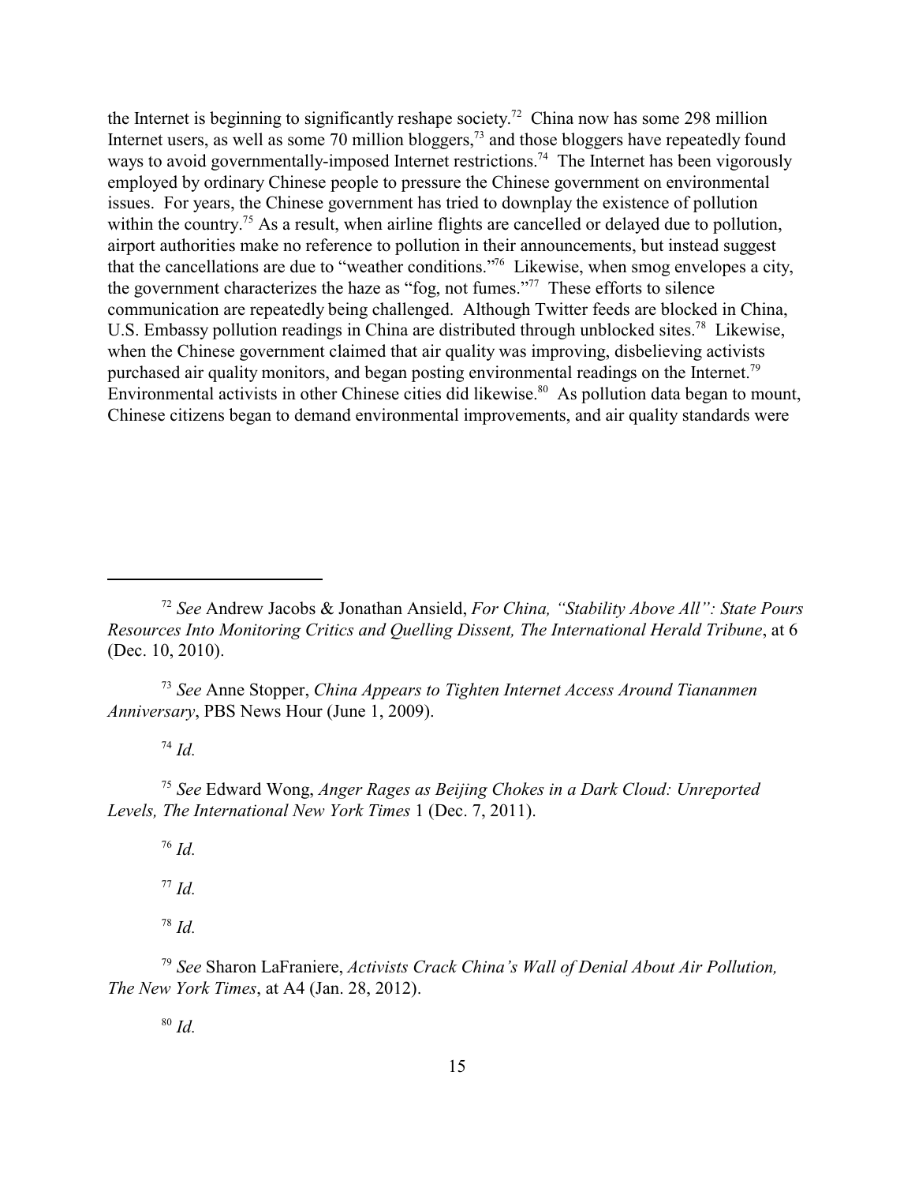the Internet is beginning to significantly reshape society.[72] China now has some 298 million Internet users, as well as some 70 million bloggers,[73] and those bloggers have repeatedly found ways to avoid governmentally-imposed Internet restrictions.[74] The Internet has been vigorously employed by ordinary Chinese people to pressure the Chinese government on environmental issues. For years, the Chinese government has tried to downplay the existence of pollution within the country.[75] As a result, when airline flights are cancelled or delayed due to pollution, airport authorities make no reference to pollution in their announcements, but instead suggest that the cancellations are due to "weather conditions."[76] Likewise, when smog envelopes a city, the government characterizes the haze as "fog, not fumes."[77] These efforts to silence communication are repeatedly being challenged. Although Twitter feeds are blocked in China, U.S. Embassy pollution readings in China are distributed through unblocked sites.[78] Likewise, when the Chinese government claimed that air quality was improving, disbelieving activists purchased air quality monitors, and began posting environmental readings on the Internet.[79] Environmental activists in other Chinese cities did likewise.[80] As pollution data began to mount, Chinese citizens began to demand environmental improvements, and air quality standards were

---

[72] *See* Andrew Jacobs & Jonathan Ansield, *For China, "Stability Above All": State Pours Resources Into Monitoring Critics and Quelling Dissent, The International Herald Tribune*, at 6 (Dec. 10, 2010).

[73] *See* Anne Stopper, *China Appears to Tighten Internet Access Around Tiananmen Anniversary*, PBS News Hour (June 1, 2009).

[74] *Id.*

[75] *See* Edward Wong, *Anger Rages as Beijing Chokes in a Dark Cloud: Unreported Levels, The International New York Times* 1 (Dec. 7, 2011).

[76] *Id.*

[77] *Id.*

[78] *Id.*

[79] *See* Sharon LaFraniere, *Activists Crack China's Wall of Denial About Air Pollution, The New York Times*, at A4 (Jan. 28, 2012).

[80] *Id.*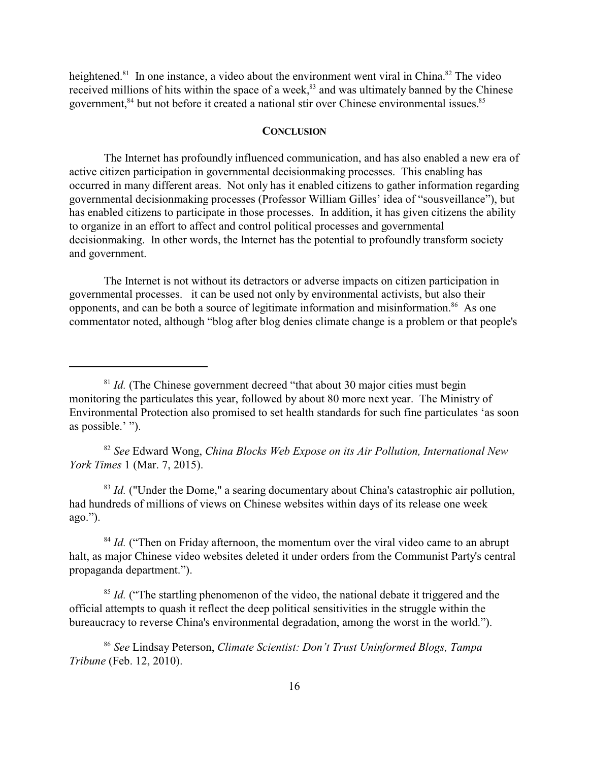heightened.[81] In one instance, a video about the environment went viral in China.[82] The video received millions of hits within the space of a week,[83] and was ultimately banned by the Chinese government,[84] but not before it created a national stir over Chinese environmental issues.[85]

## CONCLUSION

The Internet has profoundly influenced communication, and has also enabled a new era of active citizen participation in governmental decisionmaking processes. This enabling has occurred in many different areas. Not only has it enabled citizens to gather information regarding governmental decisionmaking processes (Professor William Gilles' idea of "sousveillance"), but has enabled citizens to participate in those processes. In addition, it has given citizens the ability to organize in an effort to affect and control political processes and governmental decisionmaking. In other words, the Internet has the potential to profoundly transform society and government.

The Internet is not without its detractors or adverse impacts on citizen participation in governmental processes. it can be used not only by environmental activists, but also their opponents, and can be both a source of legitimate information and misinformation.[86] As one commentator noted, although "blog after blog denies climate change is a problem or that people's

---

[81] *Id.* (The Chinese government decreed "that about 30 major cities must begin monitoring the particulates this year, followed by about 80 more next year. The Ministry of Environmental Protection also promised to set health standards for such fine particulates 'as soon as possible.' ").

[82] *See* Edward Wong, *China Blocks Web Expose on its Air Pollution, International New York Times* 1 (Mar. 7, 2015).

[83] *Id.* ("Under the Dome," a searing documentary about China's catastrophic air pollution, had hundreds of millions of views on Chinese websites within days of its release one week ago.").

[84] *Id.* ("Then on Friday afternoon, the momentum over the viral video came to an abrupt halt, as major Chinese video websites deleted it under orders from the Communist Party's central propaganda department.").

[85] *Id.* ("The startling phenomenon of the video, the national debate it triggered and the official attempts to quash it reflect the deep political sensitivities in the struggle within the bureaucracy to reverse China's environmental degradation, among the worst in the world.").

[86] *See* Lindsay Peterson, *Climate Scientist: Don't Trust Uninformed Blogs, Tampa Tribune* (Feb. 12, 2010).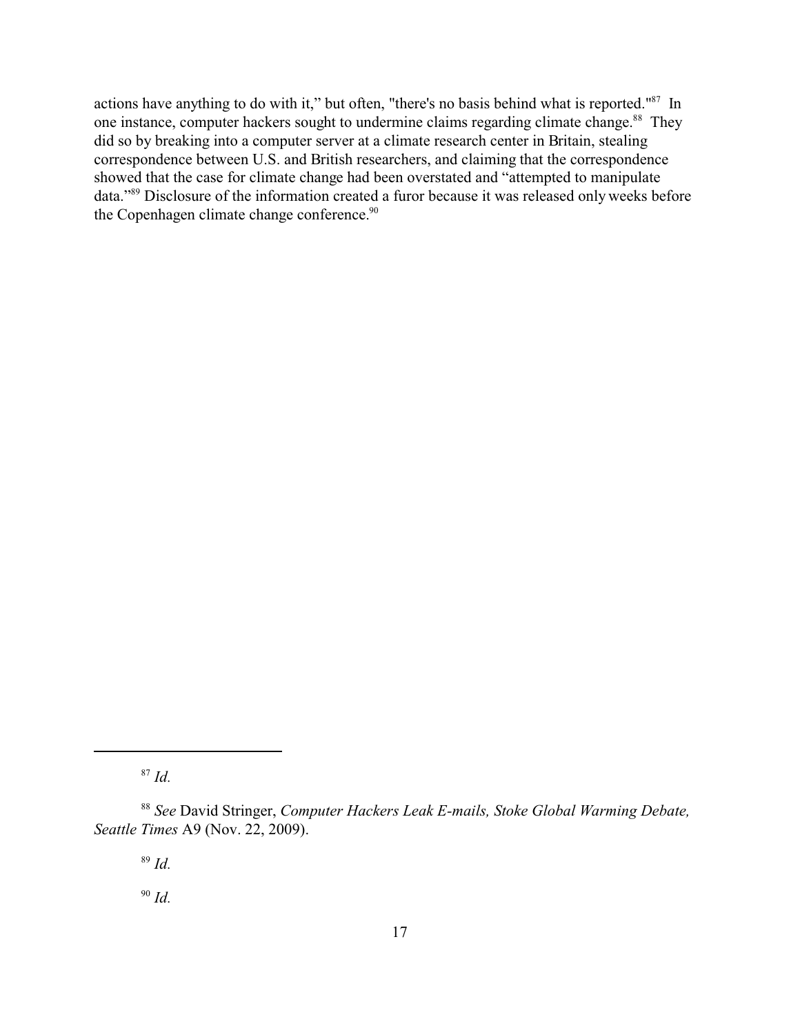actions have anything to do with it," but often, "there's no basis behind what is reported."[87] In one instance, computer hackers sought to undermine claims regarding climate change.[88] They did so by breaking into a computer server at a climate research center in Britain, stealing correspondence between U.S. and British researchers, and claiming that the correspondence showed that the case for climate change had been overstated and "attempted to manipulate data."[89] Disclosure of the information created a furor because it was released only weeks before the Copenhagen climate change conference.[90]

---

[87] *Id.*

[88] *See* David Stringer, *Computer Hackers Leak E-mails, Stoke Global Warming Debate, Seattle Times* A9 (Nov. 22, 2009).

[89] *Id.*

[90] *Id.*